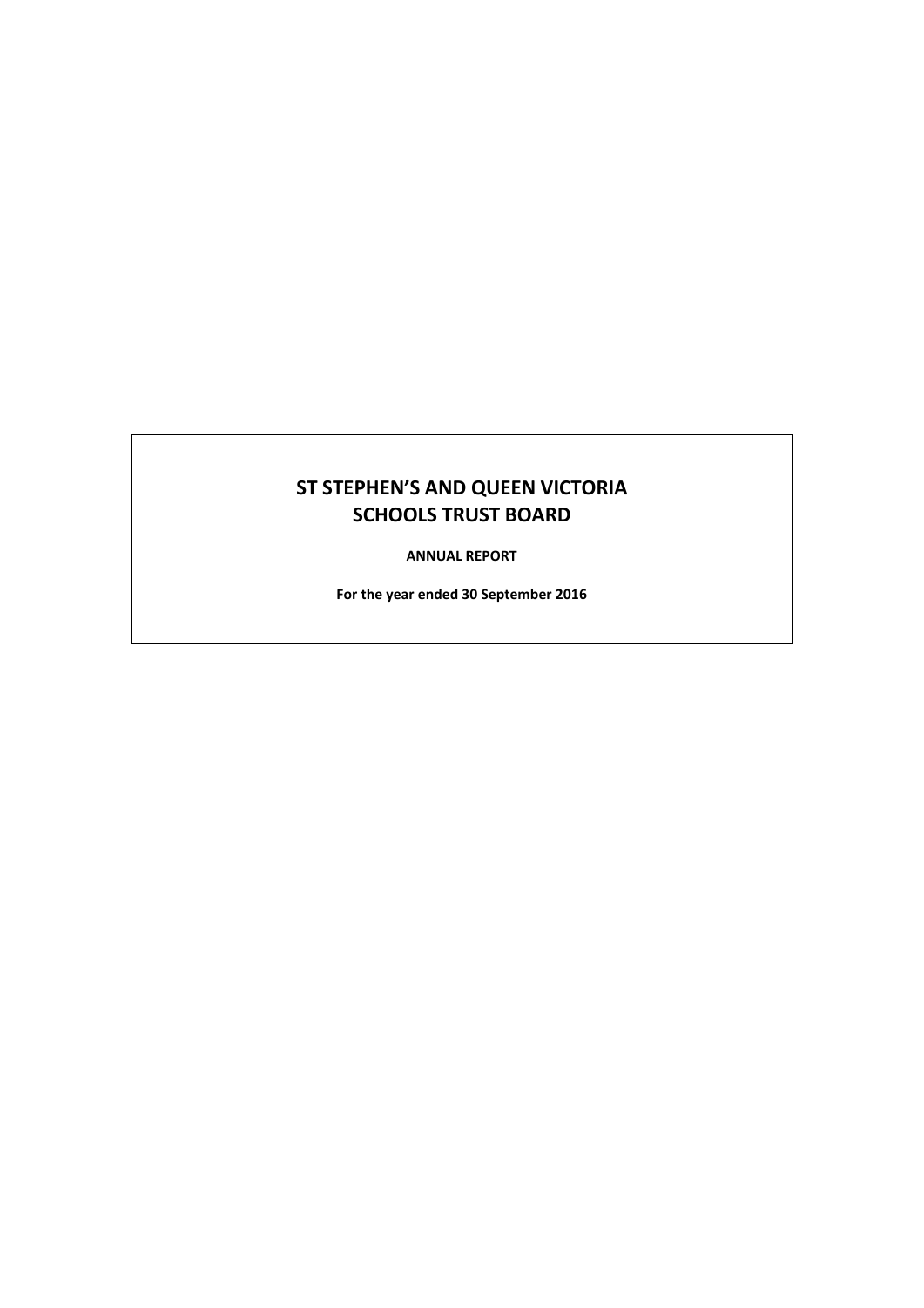# ST STEPHEN'S AND QUEEN VICTORIA SCHOOLS TRUST BOARD

**ANNUAL REPORT**

**For the year ended 30 September 2016**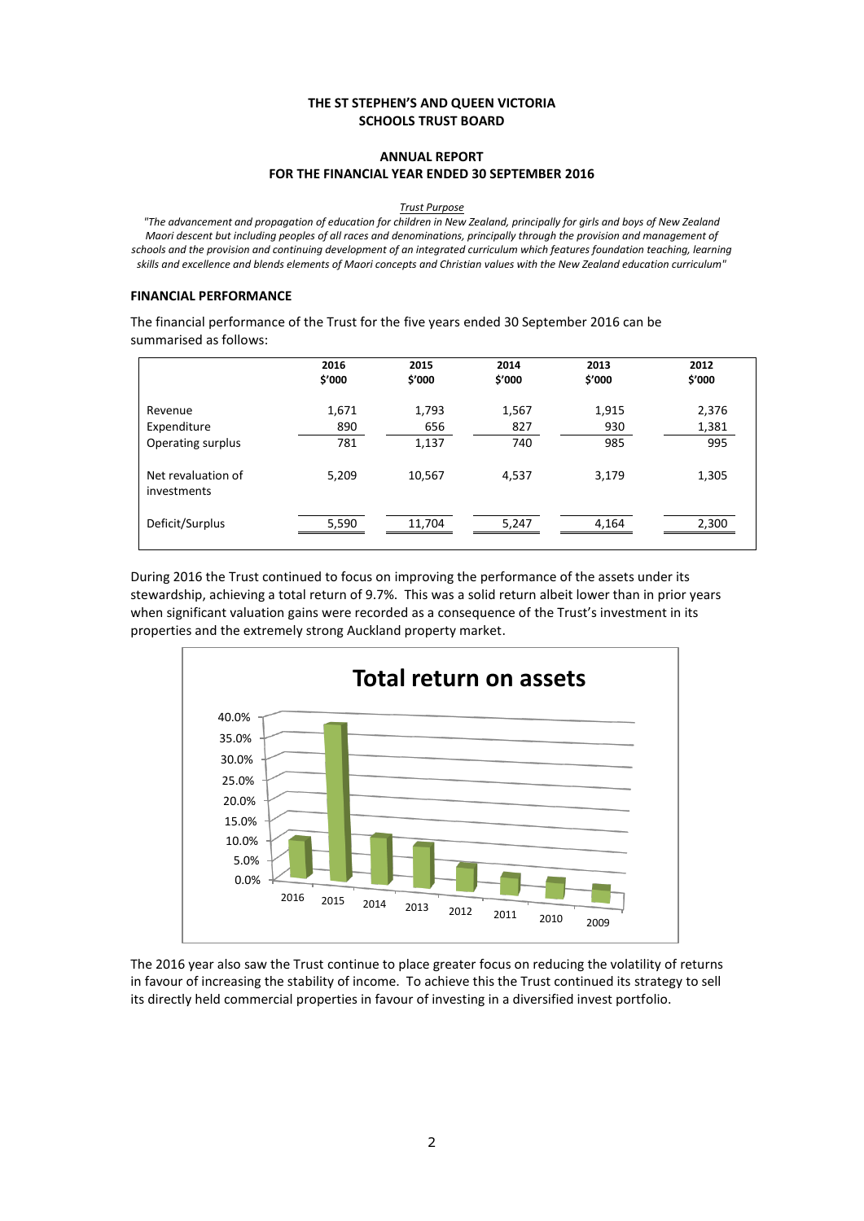**THE ST STEPHEN'S AND QUEEN VICTORIA SCHOOLS TRUST BOARD**

**ANNUAL REPORT FOR THE FINANCIAL YEAR ENDED 30 SEPTEMBER 2016**

*Trust Purpose*

*"The advancement and propagation of education for children in New Zealand, principally for girls and boys of New Zealand Maori descent but including peoples of all races and denominations, principally through the provision and management of schools and the provision and continuing development of an integrated curriculum which features foundation teaching, learning skills and excellence and blends elements of Maori concepts and Christian values with the New Zealand education curriculum"*

## FINANCIAL PERFORMANCE

The financial performance of the Trust for the five years ended 30 September 2016 can be summarised as follows:

| | 2016 $'000 | 2015 $'000 | 2014 $'000 | 2013 $'000 | 2012 $'000 |
|---|---|---|---|---|---|
| Revenue | 1,671 | 1,793 | 1,567 | 1,915 | 2,376 |
| Expenditure | 890 | 656 | 827 | 930 | 1,381 |
| Operating surplus | 781 | 1,137 | 740 | 985 | 995 |
| Net revaluation of investments | 5,209 | 10,567 | 4,537 | 3,179 | 1,305 |
| Deficit/Surplus | 5,590 | 11,704 | 5,247 | 4,164 | 2,300 |

During 2016 the Trust continued to focus on improving the performance of the assets under its stewardship, achieving a total return of 9.7%. This was a solid return albeit lower than in prior years when significant valuation gains were recorded as a consequence of the Trust's investment in its properties and the extremely strong Auckland property market.

**Total return on assets**

| Year | 2016 | 2015 | 2014 | 2013 | 2012 | 2011 | 2010 | 2009 |
|---|---|---|---|---|---|---|---|---|

The 2016 year also saw the Trust continue to place greater focus on reducing the volatility of returns in favour of increasing the stability of income. To achieve this the Trust continued its strategy to sell its directly held commercial properties in favour of investing in a diversified invest portfolio.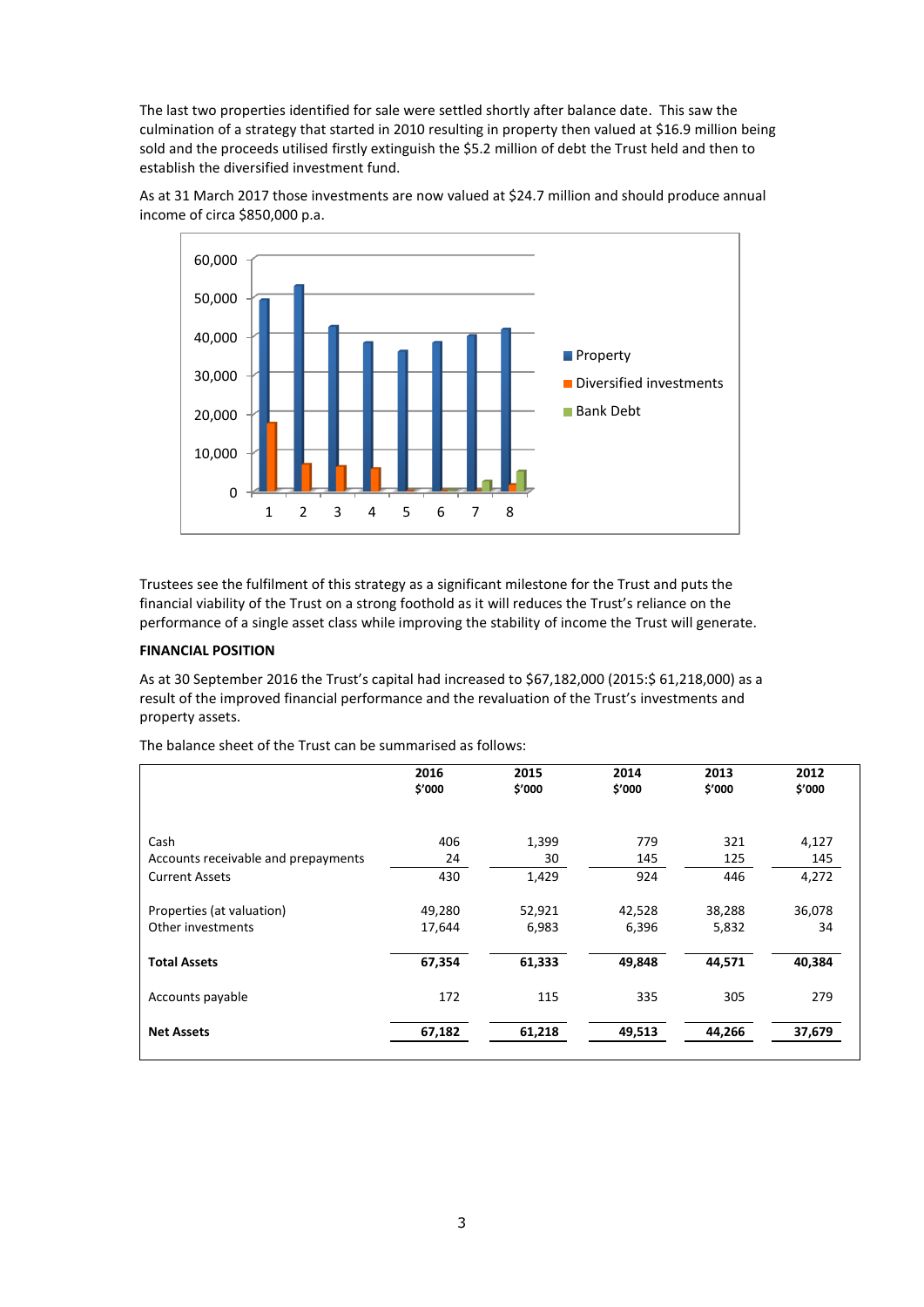The last two properties identified for sale were settled shortly after balance date. This saw the culmination of a strategy that started in 2010 resulting in property then valued at $16.9 million being sold and the proceeds utilised firstly extinguish the $5.2 million of debt the Trust held and then to establish the diversified investment fund.

As at 31 March 2017 those investments are now valued at $24.7 million and should produce annual income of circa $850,000 p.a.

Trustees see the fulfilment of this strategy as a significant milestone for the Trust and puts the financial viability of the Trust on a strong foothold as it will reduces the Trust's reliance on the performance of a single asset class while improving the stability of income the Trust will generate.

**FINANCIAL POSITION**

As at 30 September 2016 the Trust's capital had increased to $67,182,000 (2015:$ 61,218,000) as a result of the improved financial performance and the revaluation of the Trust's investments and property assets.

The balance sheet of the Trust can be summarised as follows:

| | 2016 $'000 | 2015 $'000 | 2014 $'000 | 2013 $'000 | 2012 $'000 |
|---|---|---|---|---|---|
| Cash | 406 | 1,399 | 779 | 321 | 4,127 |
| Accounts receivable and prepayments | 24 | 30 | 145 | 125 | 145 |
| Current Assets | 430 | 1,429 | 924 | 446 | 4,272 |
| Properties (at valuation) | 49,280 | 52,921 | 42,528 | 38,288 | 36,078 |
| Other investments | 17,644 | 6,983 | 6,396 | 5,832 | 34 |
| **Total Assets** | **67,354** | **61,333** | **49,848** | **44,571** | **40,384** |
| Accounts payable | 172 | 115 | 335 | 305 | 279 |
| **Net Assets** | **67,182** | **61,218** | **49,513** | **44,266** | **37,679** |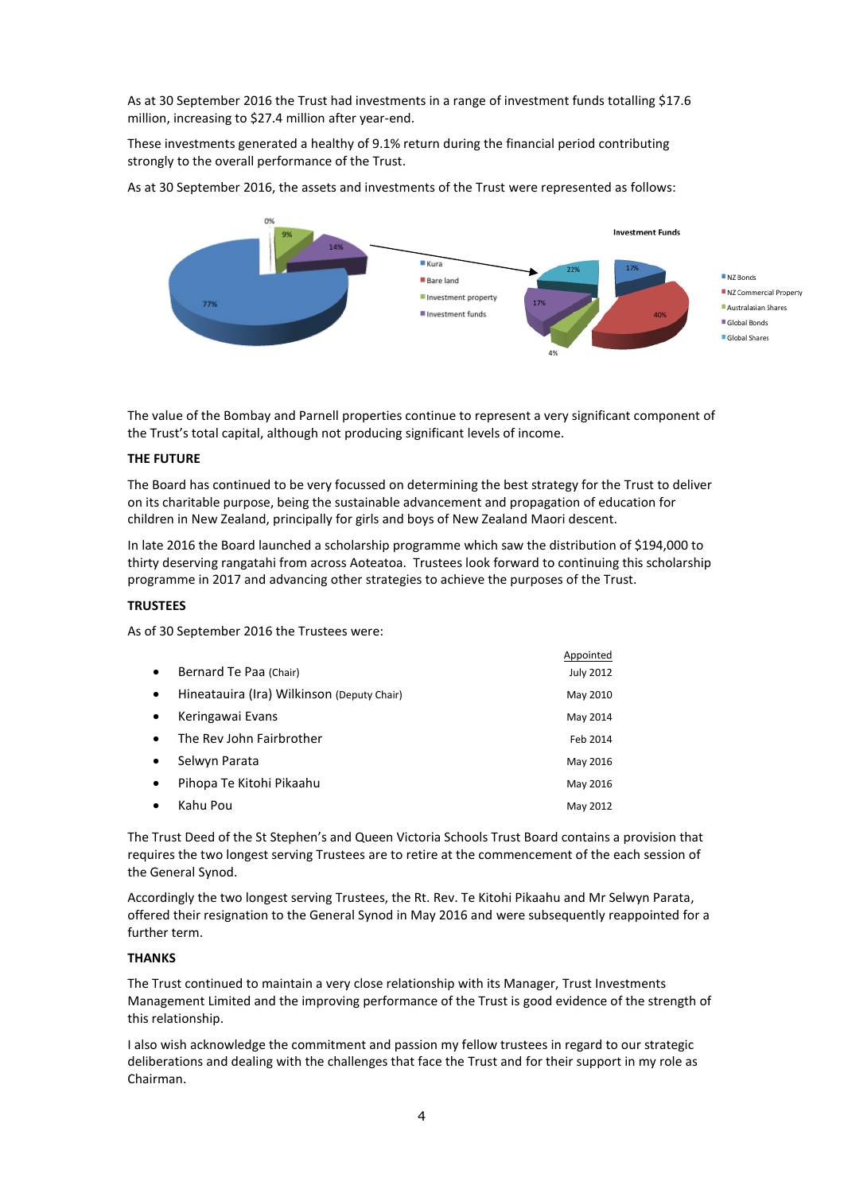As at 30 September 2016 the Trust had investments in a range of investment funds totalling $17.6 million, increasing to $27.4 million after year-end.

These investments generated a healthy of 9.1% return during the financial period contributing strongly to the overall performance of the Trust.

As at 30 September 2016, the assets and investments of the Trust were represented as follows:

0%
9%
14%
77%

- Kura
- Bare land
- Investment property
- Investment funds

Investment Funds

22%
17%
17%
40%
4%

- NZ Bonds
- NZ Commercial Property
- Australasian Shares
- Global Bonds
- Global Shares

The value of the Bombay and Parnell properties continue to represent a very significant component of the Trust's total capital, although not producing significant levels of income.

**THE FUTURE**

The Board has continued to be very focussed on determining the best strategy for the Trust to deliver on its charitable purpose, being the sustainable advancement and propagation of education for children in New Zealand, principally for girls and boys of New Zealand Maori descent.

In late 2016 the Board launched a scholarship programme which saw the distribution of $194,000 to thirty deserving rangatahi from across Aoteatoa. Trustees look forward to continuing this scholarship programme in 2017 and advancing other strategies to achieve the purposes of the Trust.

**TRUSTEES**

As of 30 September 2016 the Trustees were:

| | Appointed |
|---|---|
| • Bernard Te Paa (Chair) | July 2012 |
| • Hineatauira (Ira) Wilkinson (Deputy Chair) | May 2010 |
| • Keringawai Evans | May 2014 |
| • The Rev John Fairbrother | Feb 2014 |
| • Selwyn Parata | May 2016 |
| • Pihopa Te Kitohi Pikaahu | May 2016 |
| • Kahu Pou | May 2012 |

The Trust Deed of the St Stephen's and Queen Victoria Schools Trust Board contains a provision that requires the two longest serving Trustees are to retire at the commencement of the each session of the General Synod.

Accordingly the two longest serving Trustees, the Rt. Rev. Te Kitohi Pikaahu and Mr Selwyn Parata, offered their resignation to the General Synod in May 2016 and were subsequently reappointed for a further term.

**THANKS**

The Trust continued to maintain a very close relationship with its Manager, Trust Investments Management Limited and the improving performance of the Trust is good evidence of the strength of this relationship.

I also wish acknowledge the commitment and passion my fellow trustees in regard to our strategic deliberations and dealing with the challenges that face the Trust and for their support in my role as Chairman.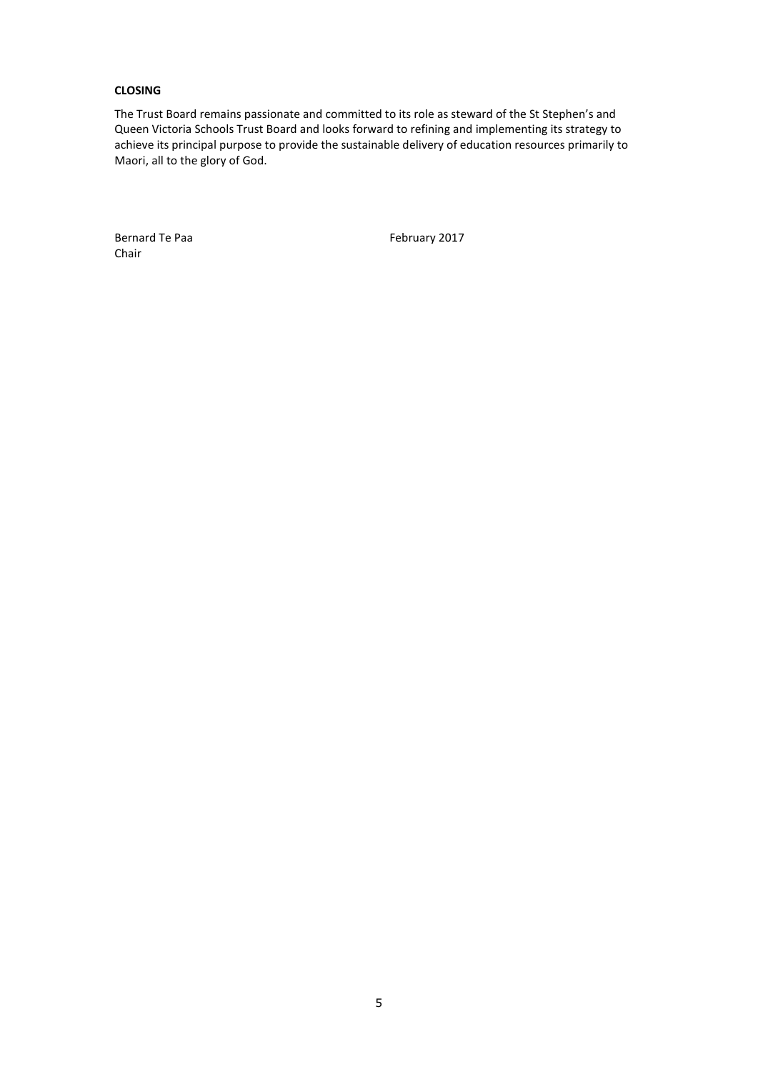**CLOSING**

The Trust Board remains passionate and committed to its role as steward of the St Stephen's and Queen Victoria Schools Trust Board and looks forward to refining and implementing its strategy to achieve its principal purpose to provide the sustainable delivery of education resources primarily to Maori, all to the glory of God.

Bernard Te Paa  
Chair

February 2017